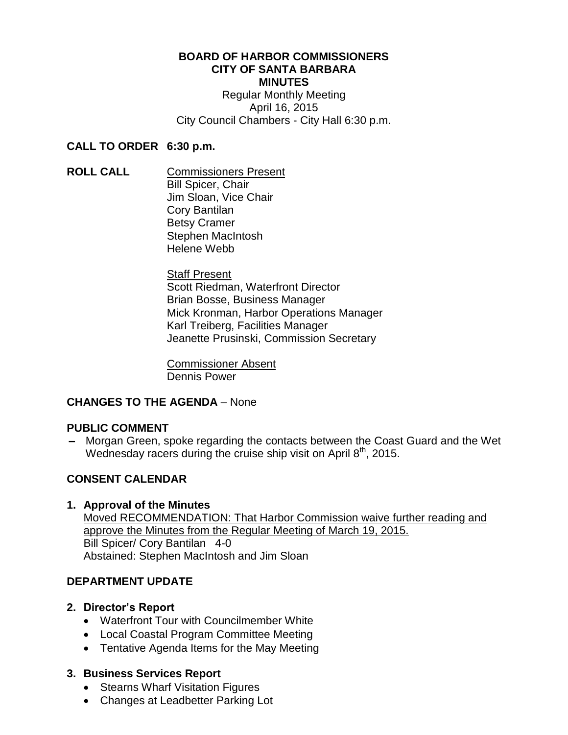**BOARD OF HARBOR COMMISSIONERS**
**CITY OF SANTA BARBARA**
**MINUTES**

Regular Monthly Meeting
April 16, 2015
City Council Chambers - City Hall 6:30 p.m.

**CALL TO ORDER 6:30 p.m.**

**ROLL CALL**

Commissioners Present
Bill Spicer, Chair
Jim Sloan, Vice Chair
Cory Bantilan
Betsy Cramer
Stephen MacIntosh
Helene Webb

Staff Present
Scott Riedman, Waterfront Director
Brian Bosse, Business Manager
Mick Kronman, Harbor Operations Manager
Karl Treiberg, Facilities Manager
Jeanette Prusinski, Commission Secretary

Commissioner Absent
Dennis Power

**CHANGES TO THE AGENDA** – None

**PUBLIC COMMENT**

– Morgan Green, spoke regarding the contacts between the Coast Guard and the Wet Wednesday racers during the cruise ship visit on April 8th, 2015.

**CONSENT CALENDAR**

**1. Approval of the Minutes**

Moved RECOMMENDATION: That Harbor Commission waive further reading and approve the Minutes from the Regular Meeting of March 19, 2015.
Bill Spicer/ Cory Bantilan 4-0
Abstained: Stephen MacIntosh and Jim Sloan

**DEPARTMENT UPDATE**

**2. Director's Report**

- Waterfront Tour with Councilmember White
- Local Coastal Program Committee Meeting
- Tentative Agenda Items for the May Meeting

**3. Business Services Report**

- Stearns Wharf Visitation Figures
- Changes at Leadbetter Parking Lot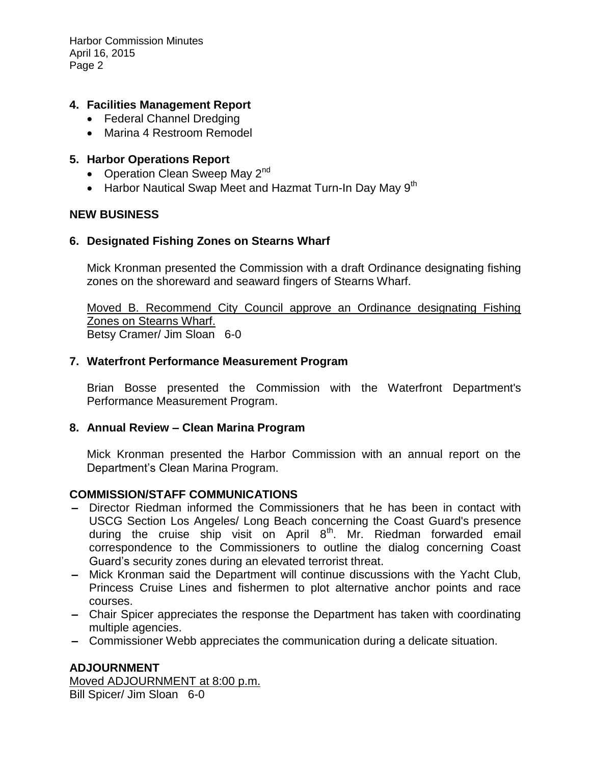**4. Facilities Management Report**

- Federal Channel Dredging
- Marina 4 Restroom Remodel

**5. Harbor Operations Report**

- Operation Clean Sweep May 2nd
- Harbor Nautical Swap Meet and Hazmat Turn-In Day May 9th

**NEW BUSINESS**

**6. Designated Fishing Zones on Stearns Wharf**

Mick Kronman presented the Commission with a draft Ordinance designating fishing zones on the shoreward and seaward fingers of Stearns Wharf.

<u>Moved B. Recommend City Council approve an Ordinance designating Fishing Zones on Stearns Wharf.</u>
Betsy Cramer/ Jim Sloan 6-0

**7. Waterfront Performance Measurement Program**

Brian Bosse presented the Commission with the Waterfront Department's Performance Measurement Program.

**8. Annual Review – Clean Marina Program**

Mick Kronman presented the Harbor Commission with an annual report on the Department's Clean Marina Program.

**COMMISSION/STAFF COMMUNICATIONS**

- Director Riedman informed the Commissioners that he has been in contact with USCG Section Los Angeles/ Long Beach concerning the Coast Guard's presence during the cruise ship visit on April 8th. Mr. Riedman forwarded email correspondence to the Commissioners to outline the dialog concerning Coast Guard's security zones during an elevated terrorist threat.
- Mick Kronman said the Department will continue discussions with the Yacht Club, Princess Cruise Lines and fishermen to plot alternative anchor points and race courses.
- Chair Spicer appreciates the response the Department has taken with coordinating multiple agencies.
- Commissioner Webb appreciates the communication during a delicate situation.

**ADJOURNMENT**

<u>Moved ADJOURNMENT at 8:00 p.m.</u>
Bill Spicer/ Jim Sloan 6-0